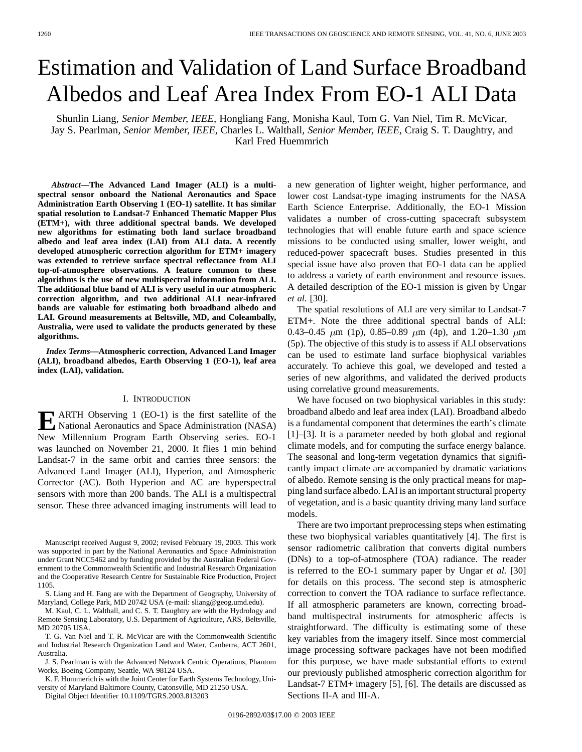# Estimation and Validation of Land Surface Broadband Albedos and Leaf Area Index From EO-1 ALI Data

Shunlin Liang, *Senior Member, IEEE*, Hongliang Fang, Monisha Kaul, Tom G. Van Niel, Tim R. McVicar, Jay S. Pearlman, *Senior Member, IEEE*, Charles L. Walthall, *Senior Member, IEEE*, Craig S. T. Daughtry, and Karl Fred Huemmrich

***Abstract*—The Advanced Land Imager (ALI) is a multispectral sensor onboard the National Aeronautics and Space Administration Earth Observing 1 (EO-1) satellite. It has similar spatial resolution to Landsat-7 Enhanced Thematic Mapper Plus (ETM+), with three additional spectral bands. We developed new algorithms for estimating both land surface broadband albedo and leaf area index (LAI) from ALI data. A recently developed atmospheric correction algorithm for ETM+ imagery was extended to retrieve surface spectral reflectance from ALI top-of-atmosphere observations. A feature common to these algorithms is the use of new multispectral information from ALI. The additional blue band of ALI is very useful in our atmospheric correction algorithm, and two additional ALI near-infrared bands are valuable for estimating both broadband albedo and LAI. Ground measurements at Beltsville, MD, and Coleambally, Australia, were used to validate the products generated by these algorithms.**

***Index Terms*—Atmospheric correction, Advanced Land Imager (ALI), broadband albedos, Earth Observing 1 (EO-1), leaf area index (LAI), validation.**

## I. Introduction

EARTH Observing 1 (EO-1) is the first satellite of the National Aeronautics and Space Administration (NASA) New Millennium Program Earth Observing series. EO-1 was launched on November 21, 2000. It flies 1 min behind Landsat-7 in the same orbit and carries three sensors: the Advanced Land Imager (ALI), Hyperion, and Atmospheric Corrector (AC). Both Hyperion and AC are hyperspectral sensors with more than 200 bands. The ALI is a multispectral sensor. These three advanced imaging instruments will lead to a new generation of lighter weight, higher performance, and lower cost Landsat-type imaging instruments for the NASA Earth Science Enterprise. Additionally, the EO-1 Mission validates a number of cross-cutting spacecraft subsystem technologies that will enable future earth and space science missions to be conducted using smaller, lower weight, and reduced-power spacecraft buses. Studies presented in this special issue have also proven that EO-1 data can be applied to address a variety of earth environment and resource issues. A detailed description of the EO-1 mission is given by Ungar *et al.* [30].

The spatial resolutions of ALI are very similar to Landsat-7 ETM+. Note the three additional spectral bands of ALI: 0.43–0.45 $\mu$m (1p), 0.85–0.89 $\mu$m (4p), and 1.20–1.30 $\mu$m (5p). The objective of this study is to assess if ALI observations can be used to estimate land surface biophysical variables accurately. To achieve this goal, we developed and tested a series of new algorithms, and validated the derived products using correlative ground measurements.

We have focused on two biophysical variables in this study: broadband albedo and leaf area index (LAI). Broadband albedo is a fundamental component that determines the earth's climate [1]–[3]. It is a parameter needed by both global and regional climate models, and for computing the surface energy balance. The seasonal and long-term vegetation dynamics that significantly impact climate are accompanied by dramatic variations of albedo. Remote sensing is the only practical means for mapping land surface albedo. LAI is an important structural property of vegetation, and is a basic quantity driving many land surface models.

There are two important preprocessing steps when estimating these two biophysical variables quantitatively [4]. The first is sensor radiometric calibration that converts digital numbers (DNs) to a top-of-atmosphere (TOA) radiance. The reader is referred to the EO-1 summary paper by Ungar *et al.* [30] for details on this process. The second step is atmospheric correction to convert the TOA radiance to surface reflectance. If all atmospheric parameters are known, correcting broadband multispectral instruments for atmospheric affects is straightforward. The difficulty is estimating some of these key variables from the imagery itself. Since most commercial image processing software packages have not been modified for this purpose, we have made substantial efforts to extend our previously published atmospheric correction algorithm for Landsat-7 ETM+ imagery [5], [6]. The details are discussed as Sections II-A and III-A.

---

Manuscript received August 9, 2002; revised February 19, 2003. This work was supported in part by the National Aeronautics and Space Administration under Grant NCC5462 and by funding provided by the Australian Federal Government to the Commonwealth Scientific and Industrial Research Organization and the Cooperative Research Centre for Sustainable Rice Production, Project 1105.

S. Liang and H. Fang are with the Department of Geography, University of Maryland, College Park, MD 20742 USA (e-mail: sliang@geog.umd.edu).

M. Kaul, C. L. Walthall, and C. S. T. Daughtry are with the Hydrology and Remote Sensing Laboratory, U.S. Department of Agriculture, ARS, Beltsville, MD 20705 USA.

T. G. Van Niel and T. R. McVicar are with the Commonwealth Scientific and Industrial Research Organization Land and Water, Canberra, ACT 2601, Australia.

J. S. Pearlman is with the Advanced Network Centric Operations, Phantom Works, Boeing Company, Seattle, WA 98124 USA.

K. F. Hummerich is with the Joint Center for Earth Systems Technology, University of Maryland Baltimore County, Catonsville, MD 21250 USA.

Digital Object Identifier 10.1109/TGRS.2003.813203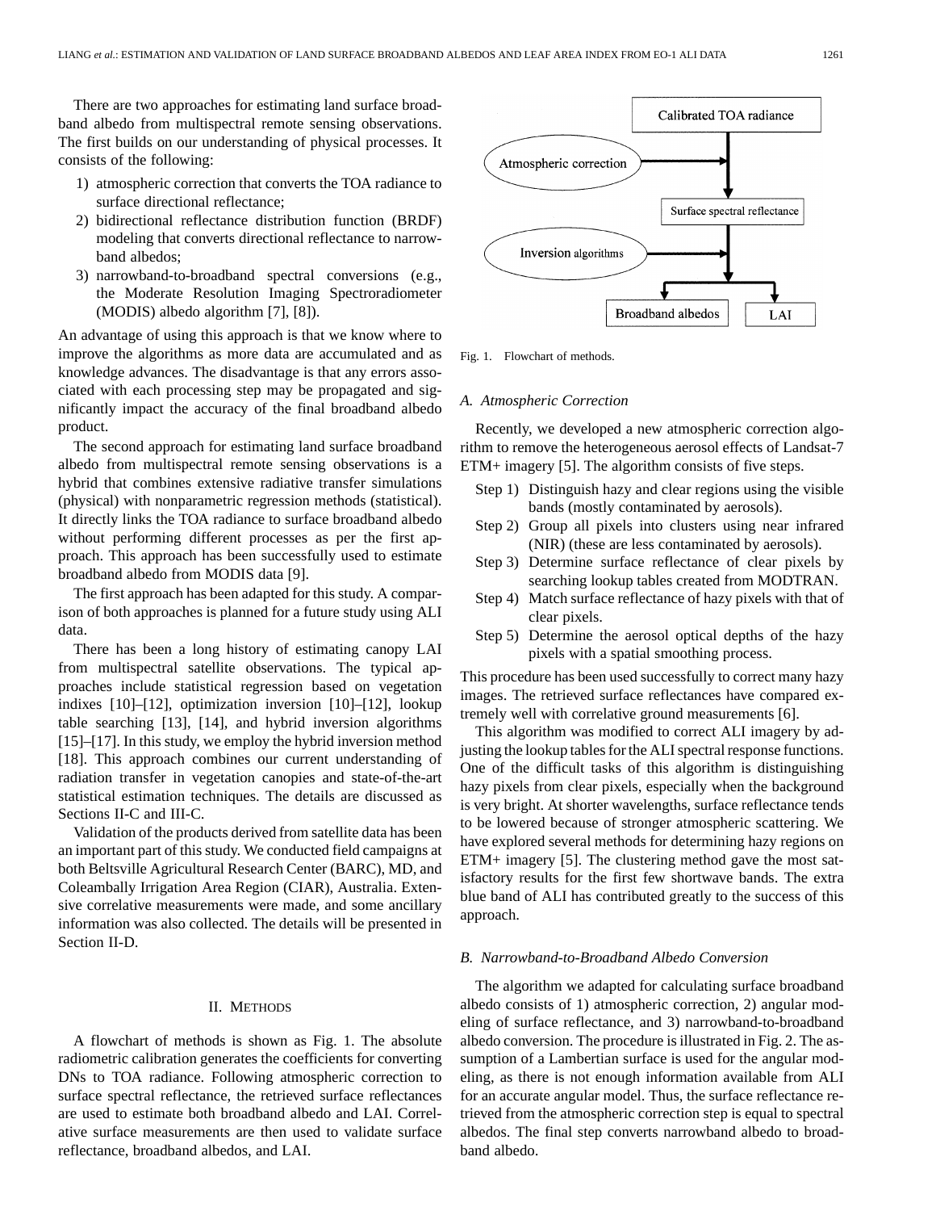There are two approaches for estimating land surface broadband albedo from multispectral remote sensing observations. The first builds on our understanding of physical processes. It consists of the following:

1) atmospheric correction that converts the TOA radiance to surface directional reflectance;
2) bidirectional reflectance distribution function (BRDF) modeling that converts directional reflectance to narrowband albedos;
3) narrowband-to-broadband spectral conversions (e.g., the Moderate Resolution Imaging Spectroradiometer (MODIS) albedo algorithm [7], [8]).

An advantage of using this approach is that we know where to improve the algorithms as more data are accumulated and as knowledge advances. The disadvantage is that any errors associated with each processing step may be propagated and significantly impact the accuracy of the final broadband albedo product.

The second approach for estimating land surface broadband albedo from multispectral remote sensing observations is a hybrid that combines extensive radiative transfer simulations (physical) with nonparametric regression methods (statistical). It directly links the TOA radiance to surface broadband albedo without performing different processes as per the first approach. This approach has been successfully used to estimate broadband albedo from MODIS data [9].

The first approach has been adapted for this study. A comparison of both approaches is planned for a future study using ALI data.

There has been a long history of estimating canopy LAI from multispectral satellite observations. The typical approaches include statistical regression based on vegetation indixes [10]–[12], optimization inversion [10]–[12], lookup table searching [13], [14], and hybrid inversion algorithms [15]–[17]. In this study, we employ the hybrid inversion method [18]. This approach combines our current understanding of radiation transfer in vegetation canopies and state-of-the-art statistical estimation techniques. The details are discussed as Sections II-C and III-C.

Validation of the products derived from satellite data has been an important part of this study. We conducted field campaigns at both Beltsville Agricultural Research Center (BARC), MD, and Coleambally Irrigation Area Region (CIAR), Australia. Extensive correlative measurements were made, and some ancillary information was also collected. The details will be presented in Section II-D.

## II. Methods

A flowchart of methods is shown as Fig. 1. The absolute radiometric calibration generates the coefficients for converting DNs to TOA radiance. Following atmospheric correction to surface spectral reflectance, the retrieved surface reflectances are used to estimate both broadband albedo and LAI. Correlative surface measurements are then used to validate surface reflectance, broadband albedos, and LAI.

Calibrated TOA radiance → Atmospheric correction → Surface spectral reflectance → Inversion algorithms → Broadband albedos, LAI

Fig. 1. Flowchart of methods.

### A. Atmospheric Correction

Recently, we developed a new atmospheric correction algorithm to remove the heterogeneous aerosol effects of Landsat-7 ETM+ imagery [5]. The algorithm consists of five steps.

- Step 1) Distinguish hazy and clear regions using the visible bands (mostly contaminated by aerosols).
- Step 2) Group all pixels into clusters using near infrared (NIR) (these are less contaminated by aerosols).
- Step 3) Determine surface reflectance of clear pixels by searching lookup tables created from MODTRAN.
- Step 4) Match surface reflectance of hazy pixels with that of clear pixels.
- Step 5) Determine the aerosol optical depths of the hazy pixels with a spatial smoothing process.

This procedure has been used successfully to correct many hazy images. The retrieved surface reflectances have compared extremely well with correlative ground measurements [6].

This algorithm was modified to correct ALI imagery by adjusting the lookup tables for the ALI spectral response functions. One of the difficult tasks of this algorithm is distinguishing hazy pixels from clear pixels, especially when the background is very bright. At shorter wavelengths, surface reflectance tends to be lowered because of stronger atmospheric scattering. We have explored several methods for determining hazy regions on ETM+ imagery [5]. The clustering method gave the most satisfactory results for the first few shortwave bands. The extra blue band of ALI has contributed greatly to the success of this approach.

### B. Narrowband-to-Broadband Albedo Conversion

The algorithm we adapted for calculating surface broadband albedo consists of 1) atmospheric correction, 2) angular modeling of surface reflectance, and 3) narrowband-to-broadband albedo conversion. The procedure is illustrated in Fig. 2. The assumption of a Lambertian surface is used for the angular modeling, as there is not enough information available from ALI for an accurate angular model. Thus, the surface reflectance retrieved from the atmospheric correction step is equal to spectral albedos. The final step converts narrowband albedo to broadband albedo.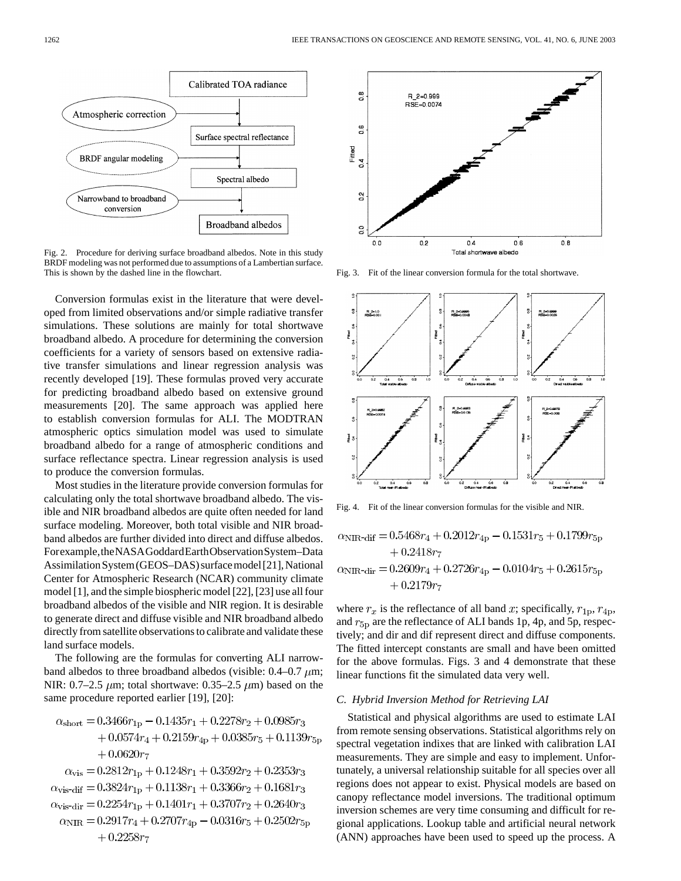Fig. 2. Procedure for deriving surface broadband albedos. Note in this study BRDF modeling was not performed due to assumptions of a Lambertian surface. This is shown by the dashed line in the flowchart.

Conversion formulas exist in the literature that were developed from limited observations and/or simple radiative transfer simulations. These solutions are mainly for total shortwave broadband albedo. A procedure for determining the conversion coefficients for a variety of sensors based on extensive radiative transfer simulations and linear regression analysis was recently developed [19]. These formulas proved very accurate for predicting broadband albedo based on extensive ground measurements [20]. The same approach was applied here to establish conversion formulas for ALI. The MODTRAN atmospheric optics simulation model was used to simulate broadband albedo for a range of atmospheric conditions and surface reflectance spectra. Linear regression analysis is used to produce the conversion formulas.

Most studies in the literature provide conversion formulas for calculating only the total shortwave broadband albedo. The visible and NIR broadband albedos are quite often needed for land surface modeling. Moreover, both total visible and NIR broadband albedos are further divided into direct and diffuse albedos. For example, the NASA Goddard Earth Observation System–Data Assimilation System (GEOS–DAS) surface model [21], National Center for Atmospheric Research (NCAR) community climate model [1], and the simple biospheric model [22], [23] use all four broadband albedos of the visible and NIR region. It is desirable to generate direct and diffuse visible and NIR broadband albedo directly from satellite observations to calibrate and validate these land surface models.

The following are the formulas for converting ALI narrowband albedos to three broadband albedos (visible: 0.4–0.7 $\mu$m; NIR: 0.7–2.5 $\mu$m; total shortwave: 0.35–2.5 $\mu$m) based on the same procedure reported earlier [19], [20]:

$$\begin{aligned}
\alpha_{\text{short}} =& \, 0.3466r_{1\text{p}} - 0.1435r_1 + 0.2278r_2 + 0.0985r_3 \\
&+ 0.0574r_4 + 0.2159r_{4\text{p}} + 0.0385r_5 + 0.1139r_{5\text{p}} \\
&+ 0.0620r_7 \\
\alpha_{\text{vis}} =& \, 0.2812r_{1\text{p}} + 0.1248r_1 + 0.3592r_2 + 0.2353r_3 \\
\alpha_{\text{vis-dif}} =& \, 0.3824r_{1\text{p}} + 0.1138r_1 + 0.3366r_2 + 0.1681r_3 \\
\alpha_{\text{vis-dir}} =& \, 0.2254r_{1\text{p}} + 0.1401r_1 + 0.3707r_2 + 0.2640r_3 \\
\alpha_{\text{NIR}} =& \, 0.2917r_4 + 0.2707r_{4\text{p}} - 0.0316r_5 + 0.2502r_{5\text{p}} \\
&+ 0.2258r_7 \\
\alpha_{\text{NIR-dif}} =& \, 0.5468r_4 + 0.2012r_{4\text{p}} - 0.1531r_5 + 0.1799r_{5\text{p}} \\
&+ 0.2418r_7 \\
\alpha_{\text{NIR-dir}} =& \, 0.2609r_4 + 0.2726r_{4\text{p}} - 0.0104r_5 + 0.2615r_{5\text{p}} \\
&+ 0.2179r_7
\end{aligned}$$

Fig. 3. Fit of the linear conversion formula for the total shortwave.

Fig. 4. Fit of the linear conversion formulas for the visible and NIR.

where $r_x$ is the reflectance of all band $x$; specifically, $r_{1\text{p}}$, $r_{4\text{p}}$, and $r_{5\text{p}}$ are the reflectance of ALI bands 1p, 4p, and 5p, respectively; and dir and dif represent direct and diffuse components. The fitted intercept constants are small and have been omitted for the above formulas. Figs. 3 and 4 demonstrate that these linear functions fit the simulated data very well.

### C. Hybrid Inversion Method for Retrieving LAI

Statistical and physical algorithms are used to estimate LAI from remote sensing observations. Statistical algorithms rely on spectral vegetation indixes that are linked with calibration LAI measurements. They are simple and easy to implement. Unfortunately, a universal relationship suitable for all species over all regions does not appear to exist. Physical models are based on canopy reflectance model inversions. The traditional optimum inversion schemes are very time consuming and difficult for regional applications. Lookup table and artificial neural network (ANN) approaches have been used to speed up the process. A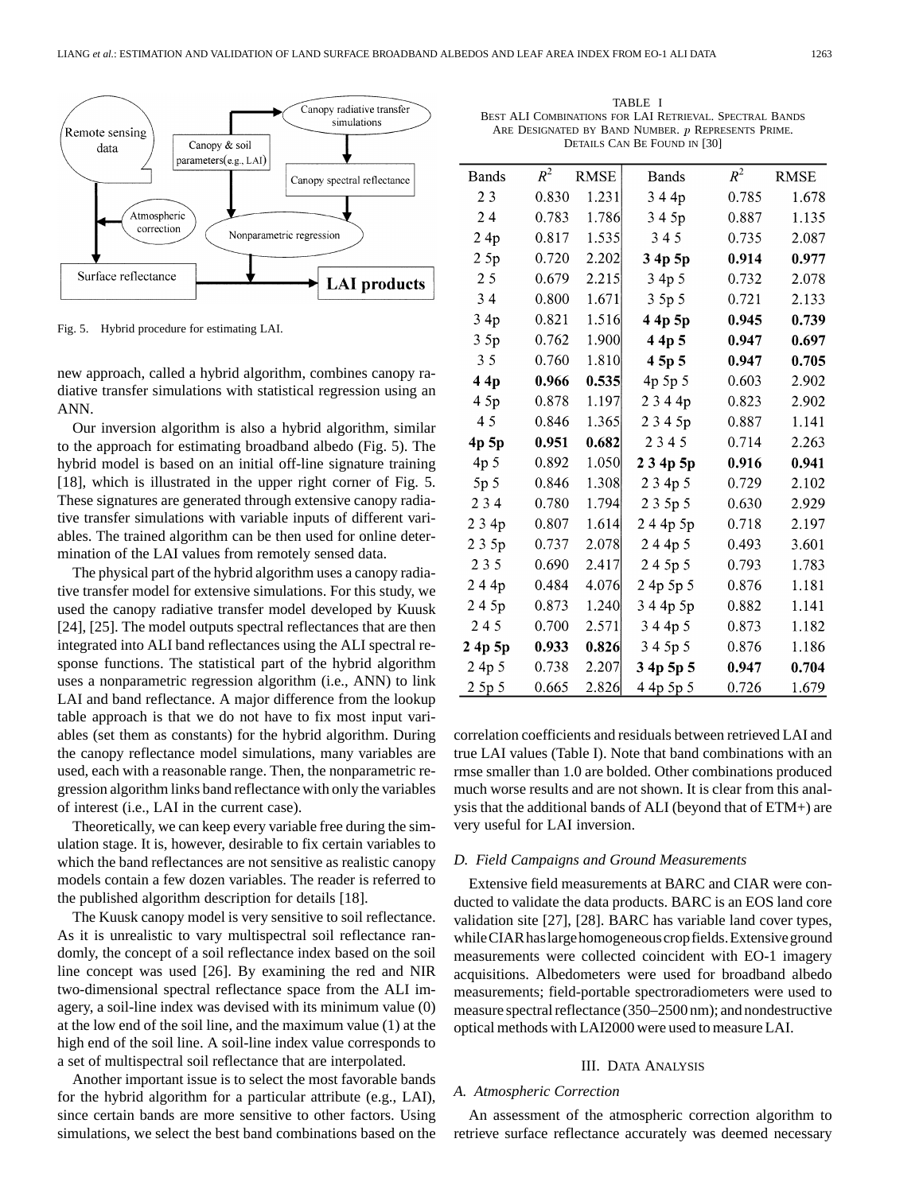Fig. 5. Hybrid procedure for estimating LAI.

new approach, called a hybrid algorithm, combines canopy radiative transfer simulations with statistical regression using an ANN.

Our inversion algorithm is also a hybrid algorithm, similar to the approach for estimating broadband albedo (Fig. 5). The hybrid model is based on an initial off-line signature training [18], which is illustrated in the upper right corner of Fig. 5. These signatures are generated through extensive canopy radiative transfer simulations with variable inputs of different variables. The trained algorithm can be then used for online determination of the LAI values from remotely sensed data.

The physical part of the hybrid algorithm uses a canopy radiative transfer model for extensive simulations. For this study, we used the canopy radiative transfer model developed by Kuusk [24], [25]. The model outputs spectral reflectances that are then integrated into ALI band reflectances using the ALI spectral response functions. The statistical part of the hybrid algorithm uses a nonparametric regression algorithm (i.e., ANN) to link LAI and band reflectance. A major difference from the lookup table approach is that we do not have to fix most input variables (set them as constants) for the hybrid algorithm. During the canopy reflectance model simulations, many variables are used, each with a reasonable range. Then, the nonparametric regression algorithm links band reflectance with only the variables of interest (i.e., LAI in the current case).

Theoretically, we can keep every variable free during the simulation stage. It is, however, desirable to fix certain variables to which the band reflectances are not sensitive as realistic canopy models contain a few dozen variables. The reader is referred to the published algorithm description for details [18].

The Kuusk canopy model is very sensitive to soil reflectance. As it is unrealistic to vary multispectral soil reflectance randomly, the concept of a soil reflectance index based on the soil line concept was used [26]. By examining the red and NIR two-dimensional spectral reflectance space from the ALI imagery, a soil-line index was devised with its minimum value (0) at the low end of the soil line, and the maximum value (1) at the high end of the soil line. A soil-line index value corresponds to a set of multispectral soil reflectance that are interpolated.

Another important issue is to select the most favorable bands for the hybrid algorithm for a particular attribute (e.g., LAI), since certain bands are more sensitive to other factors. Using simulations, we select the best band combinations based on the correlation coefficients and residuals between retrieved LAI and true LAI values (Table I). Note that band combinations with an rmse smaller than 1.0 are bolded. Other combinations produced much worse results and are not shown. It is clear from this analysis that the additional bands of ALI (beyond that of ETM+) are very useful for LAI inversion.

TABLE I
BEST ALI COMBINATIONS FOR LAI RETRIEVAL. SPECTRAL BANDS ARE DESIGNATED BY BAND NUMBER. *p* REPRESENTS PRIME. DETAILS CAN BE FOUND IN [30]

| Bands | $R^2$ | RMSE | Bands | $R^2$ | RMSE |
|---|---|---|---|---|---|
| 2 3 | 0.830 | 1.231 | 3 4 4p | 0.785 | 1.678 |
| 2 4 | 0.783 | 1.786 | 3 4 5p | 0.887 | 1.135 |
| 2 4p | 0.817 | 1.535 | 3 4 5 | 0.735 | 2.087 |
| 2 5p | 0.720 | 2.202 | **3 4p 5p** | **0.914** | **0.977** |
| 2 5 | 0.679 | 2.215 | 3 4p 5 | 0.732 | 2.078 |
| 3 4 | 0.800 | 1.671 | 3 5p 5 | 0.721 | 2.133 |
| 3 4p | 0.821 | 1.516 | **4 4p 5p** | **0.945** | **0.739** |
| 3 5p | 0.762 | 1.900 | **4 4p 5** | **0.947** | **0.697** |
| 3 5 | 0.760 | 1.810 | **4 5p 5** | **0.947** | **0.705** |
| **4 4p** | **0.966** | **0.535** | 4p 5p 5 | 0.603 | 2.902 |
| 4 5p | 0.878 | 1.197 | 2 3 4 4p | 0.823 | 2.902 |
| 4 5 | 0.846 | 1.365 | 2 3 4 5p | 0.887 | 1.141 |
| **4p 5p** | **0.951** | **0.682** | 2 3 4 5 | 0.714 | 2.263 |
| 4p 5 | 0.892 | 1.050 | **2 3 4p 5p** | **0.916** | **0.941** |
| 5p 5 | 0.846 | 1.308 | 2 3 4p 5 | 0.729 | 2.102 |
| 2 3 4 | 0.780 | 1.794 | 2 3 5p 5 | 0.630 | 2.929 |
| 2 3 4p | 0.807 | 1.614 | 2 4 4p 5p | 0.718 | 2.197 |
| 2 3 5p | 0.737 | 2.078 | 2 4 4p 5 | 0.493 | 3.601 |
| 2 3 5 | 0.690 | 2.417 | 2 4 5p 5 | 0.793 | 1.783 |
| 2 4 4p | 0.484 | 4.076 | 2 4p 5p 5 | 0.876 | 1.181 |
| 2 4 5p | 0.873 | 1.240 | 3 4 4p 5p | 0.882 | 1.141 |
| 2 4 5 | 0.700 | 2.571 | 3 4 4p 5 | 0.873 | 1.182 |
| **2 4p 5p** | **0.933** | **0.826** | 3 4 5p 5 | 0.876 | 1.186 |
| 2 4p 5 | 0.738 | 2.207 | **3 4p 5p 5** | **0.947** | **0.704** |
| 2 5p 5 | 0.665 | 2.826 | 4 4p 5p 5 | 0.726 | 1.679 |

### D. Field Campaigns and Ground Measurements

Extensive field measurements at BARC and CIAR were conducted to validate the data products. BARC is an EOS land core validation site [27], [28]. BARC has variable land cover types, while CIAR has large homogeneous crop fields. Extensive ground measurements were collected coincident with EO-1 imagery acquisitions. Albedometers were used for broadband albedo measurements; field-portable spectroradiometers were used to measure spectral reflectance (350–2500 nm); and nondestructive optical methods with LAI2000 were used to measure LAI.

## III. DATA ANALYSIS

### A. Atmospheric Correction

An assessment of the atmospheric correction algorithm to retrieve surface reflectance accurately was deemed necessary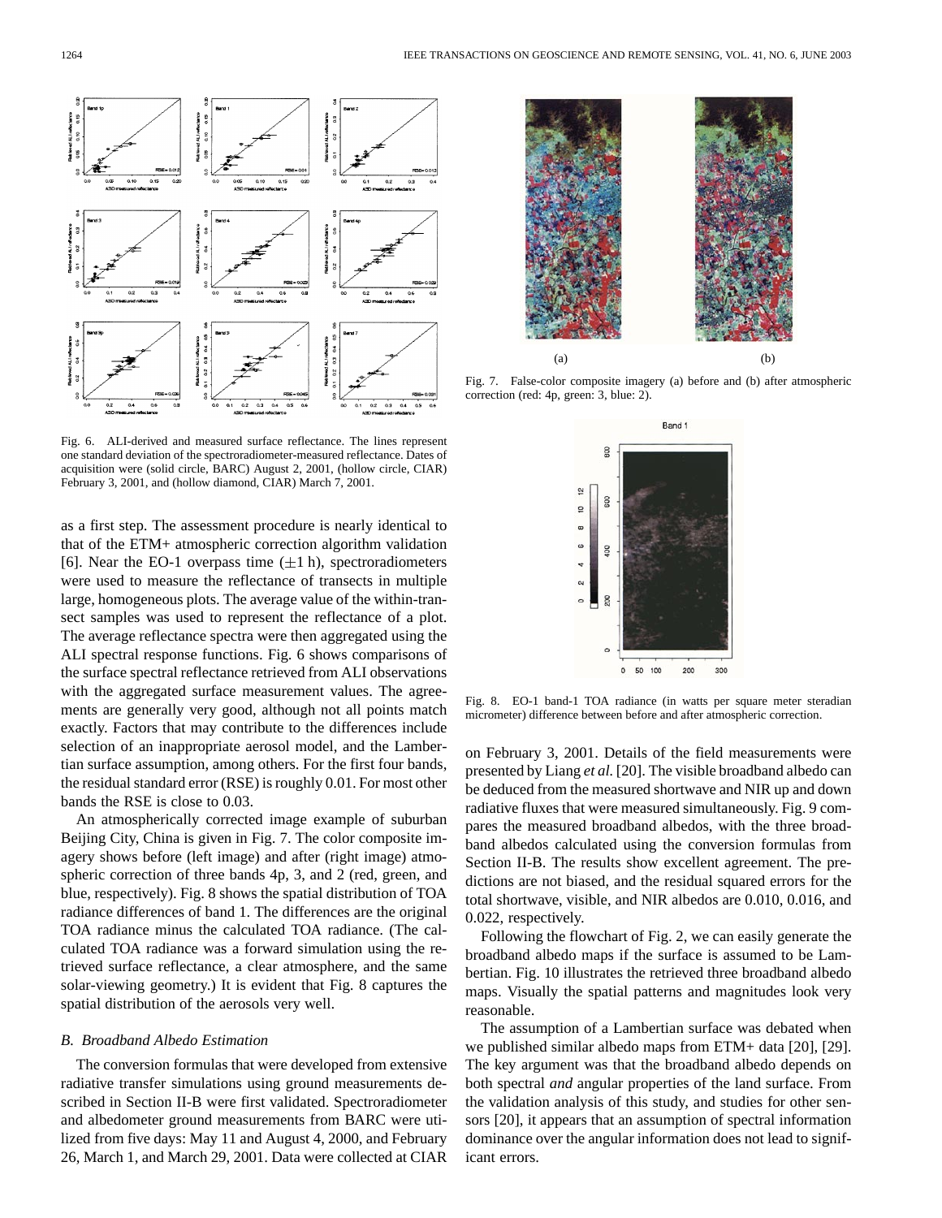Fig. 6. ALI-derived and measured surface reflectance. The lines represent one standard deviation of the spectroradiometer-measured reflectance. Dates of acquisition were (solid circle, BARC) August 2, 2001, (hollow circle, CIAR) February 3, 2001, and (hollow diamond, CIAR) March 7, 2001.

as a first step. The assessment procedure is nearly identical to that of the ETM+ atmospheric correction algorithm validation [6]. Near the EO-1 overpass time ($\pm 1$ h), spectroradiometers were used to measure the reflectance of transects in multiple large, homogeneous plots. The average value of the within-transect samples was used to represent the reflectance of a plot. The average reflectance spectra were then aggregated using the ALI spectral response functions. Fig. 6 shows comparisons of the surface spectral reflectance retrieved from ALI observations with the aggregated surface measurement values. The agreements are generally very good, although not all points match exactly. Factors that may contribute to the differences include selection of an inappropriate aerosol model, and the Lambertian surface assumption, among others. For the first four bands, the residual standard error (RSE) is roughly 0.01. For most other bands the RSE is close to 0.03.

An atmospherically corrected image example of suburban Beijing City, China is given in Fig. 7. The color composite imagery shows before (left image) and after (right image) atmospheric correction of three bands 4p, 3, and 2 (red, green, and blue, respectively). Fig. 8 shows the spatial distribution of TOA radiance differences of band 1. The differences are the original TOA radiance minus the calculated TOA radiance. (The calculated TOA radiance was a forward simulation using the retrieved surface reflectance, a clear atmosphere, and the same solar-viewing geometry.) It is evident that Fig. 8 captures the spatial distribution of the aerosols very well.

### B. Broadband Albedo Estimation

The conversion formulas that were developed from extensive radiative transfer simulations using ground measurements described in Section II-B were first validated. Spectroradiometer and albedometer ground measurements from BARC were utilized from five days: May 11 and August 4, 2000, and February 26, March 1, and March 29, 2001. Data were collected at CIAR on February 3, 2001. Details of the field measurements were presented by Liang *et al.* [20]. The visible broadband albedo can be deduced from the measured shortwave and NIR up and down radiative fluxes that were measured simultaneously. Fig. 9 compares the measured broadband albedos, with the three broadband albedos calculated using the conversion formulas from Section II-B. The results show excellent agreement. The predictions are not biased, and the residual squared errors for the total shortwave, visible, and NIR albedos are 0.010, 0.016, and 0.022, respectively.

Following the flowchart of Fig. 2, we can easily generate the broadband albedo maps if the surface is assumed to be Lambertian. Fig. 10 illustrates the retrieved three broadband albedo maps. Visually the spatial patterns and magnitudes look very reasonable.

The assumption of a Lambertian surface was debated when we published similar albedo maps from ETM+ data [20], [29]. The key argument was that the broadband albedo depends on both spectral *and* angular properties of the land surface. From the validation analysis of this study, and studies for other sensors [20], it appears that an assumption of spectral information dominance over the angular information does not lead to significant errors.

Fig. 7. False-color composite imagery (a) before and (b) after atmospheric correction (red: 4p, green: 3, blue: 2).

Fig. 8. EO-1 band-1 TOA radiance (in watts per square meter steradian micrometer) difference between before and after atmospheric correction.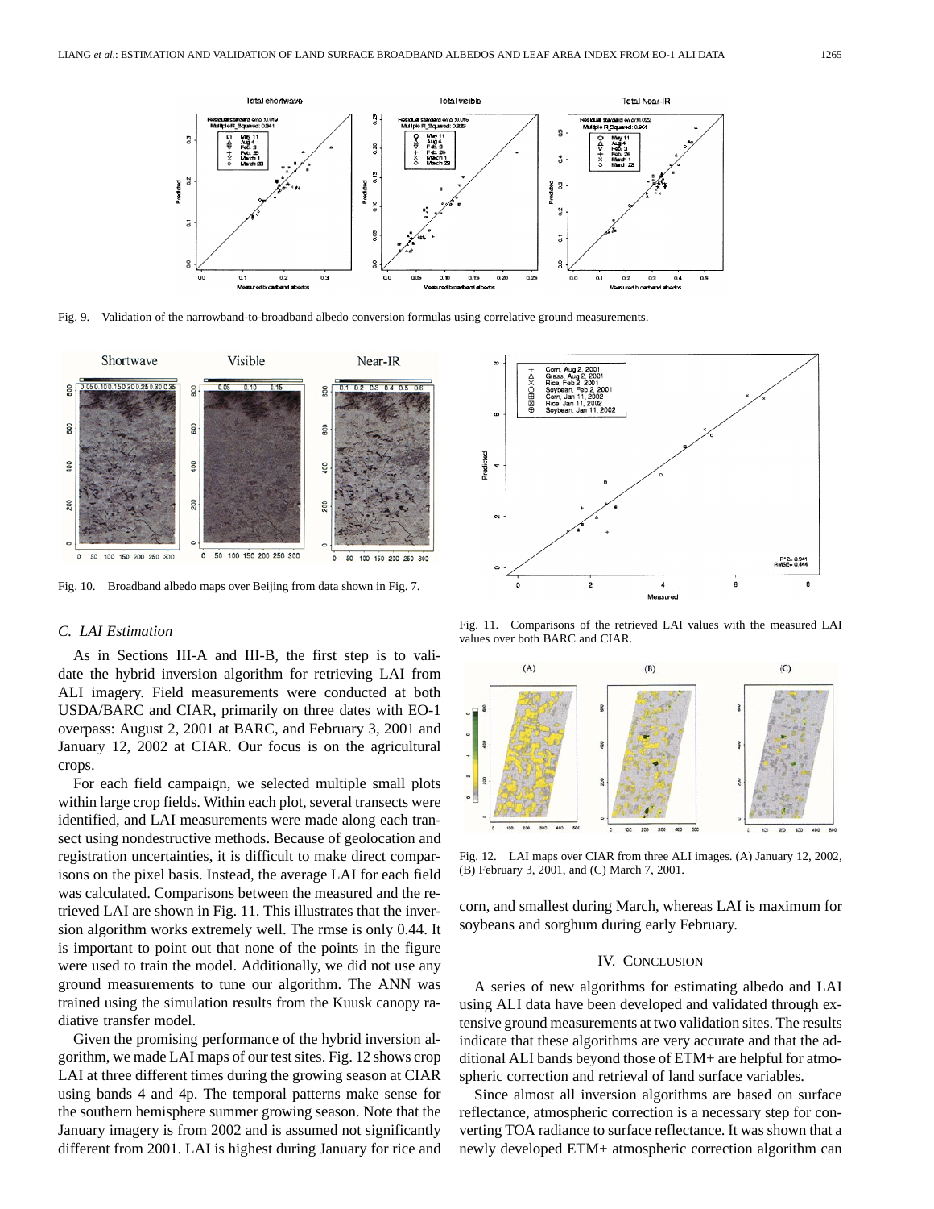Fig. 9. Validation of the narrowband-to-broadband albedo conversion formulas using correlative ground measurements.

Fig. 10. Broadband albedo maps over Beijing from data shown in Fig. 7.

Fig. 11. Comparisons of the retrieved LAI values with the measured LAI values over both BARC and CIAR.

Fig. 12. LAI maps over CIAR from three ALI images. (A) January 12, 2002, (B) February 3, 2001, and (C) March 7, 2001.

### C. LAI Estimation

As in Sections III-A and III-B, the first step is to validate the hybrid inversion algorithm for retrieving LAI from ALI imagery. Field measurements were conducted at both USDA/BARC and CIAR, primarily on three dates with EO-1 overpass: August 2, 2001 at BARC, and February 3, 2001 and January 12, 2002 at CIAR. Our focus is on the agricultural crops.

For each field campaign, we selected multiple small plots within large crop fields. Within each plot, several transects were identified, and LAI measurements were made along each transect using nondestructive methods. Because of geolocation and registration uncertainties, it is difficult to make direct comparisons on the pixel basis. Instead, the average LAI for each field was calculated. Comparisons between the measured and the retrieved LAI are shown in Fig. 11. This illustrates that the inversion algorithm works extremely well. The rmse is only 0.44. It is important to point out that none of the points in the figure were used to train the model. Additionally, we did not use any ground measurements to tune our algorithm. The ANN was trained using the simulation results from the Kuusk canopy radiative transfer model.

Given the promising performance of the hybrid inversion algorithm, we made LAI maps of our test sites. Fig. 12 shows crop LAI at three different times during the growing season at CIAR using bands 4 and 4p. The temporal patterns make sense for the southern hemisphere summer growing season. Note that the January imagery is from 2002 and is assumed not significantly different from 2001. LAI is highest during January for rice and corn, and smallest during March, whereas LAI is maximum for soybeans and sorghum during early February.

## IV. Conclusion

A series of new algorithms for estimating albedo and LAI using ALI data have been developed and validated through extensive ground measurements at two validation sites. The results indicate that these algorithms are very accurate and that the additional ALI bands beyond those of ETM+ are helpful for atmospheric correction and retrieval of land surface variables.

Since almost all inversion algorithms are based on surface reflectance, atmospheric correction is a necessary step for converting TOA radiance to surface reflectance. It was shown that a newly developed ETM+ atmospheric correction algorithm can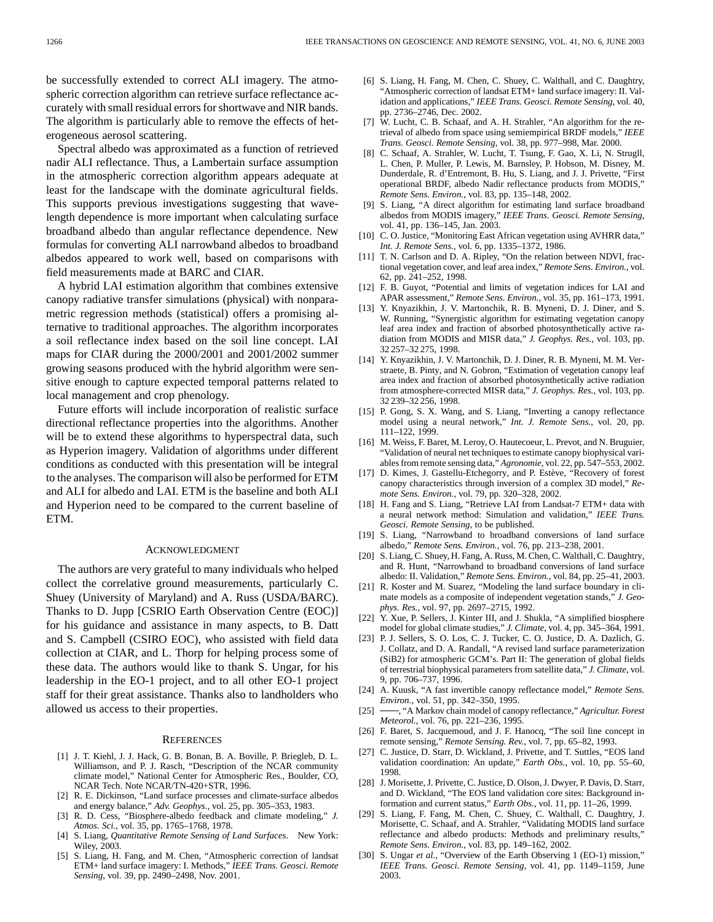be successfully extended to correct ALI imagery. The atmospheric correction algorithm can retrieve surface reflectance accurately with small residual errors for shortwave and NIR bands. The algorithm is particularly able to remove the effects of heterogeneous aerosol scattering.

Spectral albedo was approximated as a function of retrieved nadir ALI reflectance. Thus, a Lambertain surface assumption in the atmospheric correction algorithm appears adequate at least for the landscape with the dominate agricultural fields. This supports previous investigations suggesting that wavelength dependence is more important when calculating surface broadband albedo than angular reflectance dependence. New formulas for converting ALI narrowband albedos to broadband albedos appeared to work well, based on comparisons with field measurements made at BARC and CIAR.

A hybrid LAI estimation algorithm that combines extensive canopy radiative transfer simulations (physical) with nonparametric regression methods (statistical) offers a promising alternative to traditional approaches. The algorithm incorporates a soil reflectance index based on the soil line concept. LAI maps for CIAR during the 2000/2001 and 2001/2002 summer growing seasons produced with the hybrid algorithm were sensitive enough to capture expected temporal patterns related to local management and crop phenology.

Future efforts will include incorporation of realistic surface directional reflectance properties into the algorithms. Another will be to extend these algorithms to hyperspectral data, such as Hyperion imagery. Validation of algorithms under different conditions as conducted with this presentation will be integral to the analyses. The comparison will also be performed for ETM and ALI for albedo and LAI. ETM is the baseline and both ALI and Hyperion need to be compared to the current baseline of ETM.

## Acknowledgment

The authors are very grateful to many individuals who helped collect the correlative ground measurements, particularly C. Shuey (University of Maryland) and A. Russ (USDA/BARC). Thanks to D. Jupp [CSRIO Earth Observation Centre (EOC)] for his guidance and assistance in many aspects, to B. Datt and S. Campbell (CSIRO EOC), who assisted with field data collection at CIAR, and L. Thorp for helping process some of these data. The authors would like to thank S. Ungar, for his leadership in the EO-1 project, and to all other EO-1 project staff for their great assistance. Thanks also to landholders who allowed us access to their properties.

## References

[1] J. T. Kiehl, J. J. Hack, G. B. Bonan, B. A. Boville, P. Briegleb, D. L. Williamson, and P. J. Rasch, "Description of the NCAR community climate model," National Center for Atmospheric Res., Boulder, CO, NCAR Tech. Note NCAR/TN-420+STR, 1996.

[2] R. E. Dickinson, "Land surface processes and climate-surface albedos and energy balance," *Adv. Geophys.*, vol. 25, pp. 305–353, 1983.

[3] R. D. Cess, "Biosphere-albedo feedback and climate modeling," *J. Atmos. Sci.*, vol. 35, pp. 1765–1768, 1978.

[4] S. Liang, *Quantitative Remote Sensing of Land Surfaces*. New York: Wiley, 2003.

[5] S. Liang, H. Fang, and M. Chen, "Atmospheric correction of landsat ETM+ land surface imagery: I. Methods," *IEEE Trans. Geosci. Remote Sensing*, vol. 39, pp. 2490–2498, Nov. 2001.

[6] S. Liang, H. Fang, M. Chen, C. Shuey, C. Walthall, and C. Daughtry, "Atmospheric correction of landsat ETM+ land surface imagery: II. Validation and applications," *IEEE Trans. Geosci. Remote Sensing*, vol. 40, pp. 2736–2746, Dec. 2002.

[7] W. Lucht, C. B. Schaaf, and A. H. Strahler, "An algorithm for the retrieval of albedo from space using semiempirical BRDF models," *IEEE Trans. Geosci. Remote Sensing*, vol. 38, pp. 977–998, Mar. 2000.

[8] C. Schaaf, A. Strahler, W. Lucht, T. Tsung, F. Gao, X. Li, N. Strugll, L. Chen, P. Muller, P. Lewis, M. Barnsley, P. Hobson, M. Disney, M. Dunderdale, R. d'Entremont, B. Hu, S. Liang, and J. J. Privette, "First operational BRDF, albedo Nadir reflectance products from MODIS," *Remote Sens. Environ.*, vol. 83, pp. 135–148, 2002.

[9] S. Liang, "A direct algorithm for estimating land surface broadband albedos from MODIS imagery," *IEEE Trans. Geosci. Remote Sensing*, vol. 41, pp. 136–145, Jan. 2003.

[10] C. O. Justice, "Monitoring East African vegetation using AVHRR data," *Int. J. Remote Sens.*, vol. 6, pp. 1335–1372, 1986.

[11] T. N. Carlson and D. A. Ripley, "On the relation between NDVI, fractional vegetation cover, and leaf area index," *Remote Sens. Environ.*, vol. 62, pp. 241–252, 1998.

[12] F. B. Guyot, "Potential and limits of vegetation indices for LAI and APAR assessment," *Remote Sens. Environ.*, vol. 35, pp. 161–173, 1991.

[13] Y. Knyazikhin, J. V. Martonchik, R. B. Myneni, D. J. Diner, and S. W. Running, "Synergistic algorithm for estimating vegetation canopy leaf area index and fraction of absorbed photosynthetically active radiation from MODIS and MISR data," *J. Geophys. Res.*, vol. 103, pp. 32 257–32 275, 1998.

[14] Y. Knyazikhin, J. V. Martonchik, D. J. Diner, R. B. Myneni, M. M. Verstraete, B. Pinty, and N. Gobron, "Estimation of vegetation canopy leaf area index and fraction of absorbed photosynthetically active radiation from atmosphere-corrected MISR data," *J. Geophys. Res.*, vol. 103, pp. 32 239–32 256, 1998.

[15] P. Gong, S. X. Wang, and S. Liang, "Inverting a canopy reflectance model using a neural network," *Int. J. Remote Sens.*, vol. 20, pp. 111–122, 1999.

[16] M. Weiss, F. Baret, M. Leroy, O. Hautecoeur, L. Prevot, and N. Bruguier, "Validation of neural net techniques to estimate canopy biophysical variables from remote sensing data," *Agronomie*, vol. 22, pp. 547–553, 2002.

[17] D. Kimes, J. Gastellu-Etchegorry, and P. Estève, "Recovery of forest canopy characteristics through inversion of a complex 3D model," *Remote Sens. Environ.*, vol. 79, pp. 320–328, 2002.

[18] H. Fang and S. Liang, "Retrieve LAI from Landsat-7 ETM+ data with a neural network method: Simulation and validation," *IEEE Trans. Geosci. Remote Sensing*, to be published.

[19] S. Liang, "Narrowband to broadband conversions of land surface albedo," *Remote Sens. Environ.*, vol. 76, pp. 213–238, 2001.

[20] S. Liang, C. Shuey, H. Fang, A. Russ, M. Chen, C. Walthall, C. Daughtry, and R. Hunt, "Narrowband to broadband conversions of land surface albedo: II. Validation," *Remote Sens. Environ.*, vol. 84, pp. 25–41, 2003.

[21] R. Koster and M. Suarez, "Modeling the land surface boundary in climate models as a composite of independent vegetation stands," *J. Geophys. Res.*, vol. 97, pp. 2697–2715, 1992.

[22] Y. Xue, P. Sellers, J. Kinter III, and J. Shukla, "A simplified biosphere model for global climate studies," *J. Climate*, vol. 4, pp. 345–364, 1991.

[23] P. J. Sellers, S. O. Los, C. J. Tucker, C. O. Justice, D. A. Dazlich, G. J. Collatz, and D. A. Randall, "A revised land surface parameterization (SiB2) for atmospheric GCM's. Part II: The generation of global fields of terrestrial biophysical parameters from satellite data," *J. Climate*, vol. 9, pp. 706–737, 1996.

[24] A. Kuusk, "A fast invertible canopy reflectance model," *Remote Sens. Environ.*, vol. 51, pp. 342–350, 1995.

[25] ——, "A Markov chain model of canopy reflectance," *Agricultur. Forest Meteorol.*, vol. 76, pp. 221–236, 1995.

[26] F. Baret, S. Jacquemoud, and J. F. Hanocq, "The soil line concept in remote sensing," *Remote Sensing. Rev.*, vol. 7, pp. 65–82, 1993.

[27] C. Justice, D. Starr, D. Wickland, J. Privette, and T. Suttles, "EOS land validation coordination: An update," *Earth Obs.*, vol. 10, pp. 55–60, 1998.

[28] J. Morisette, J. Privette, C. Justice, D. Olson, J. Dwyer, P. Davis, D. Starr, and D. Wickland, "The EOS land validation core sites: Background information and current status," *Earth Obs.*, vol. 11, pp. 11–26, 1999.

[29] S. Liang, F. Fang, M. Chen, C. Shuey, C. Walthall, C. Daughtry, J. Morisette, C. Schaaf, and A. Strahler, "Validating MODIS land surface reflectance and albedo products: Methods and preliminary results," *Remote Sens. Environ.*, vol. 83, pp. 149–162, 2002.

[30] S. Ungar *et al.*, "Overview of the Earth Observing 1 (EO-1) mission," *IEEE Trans. Geosci. Remote Sensing*, vol. 41, pp. 1149–1159, June 2003.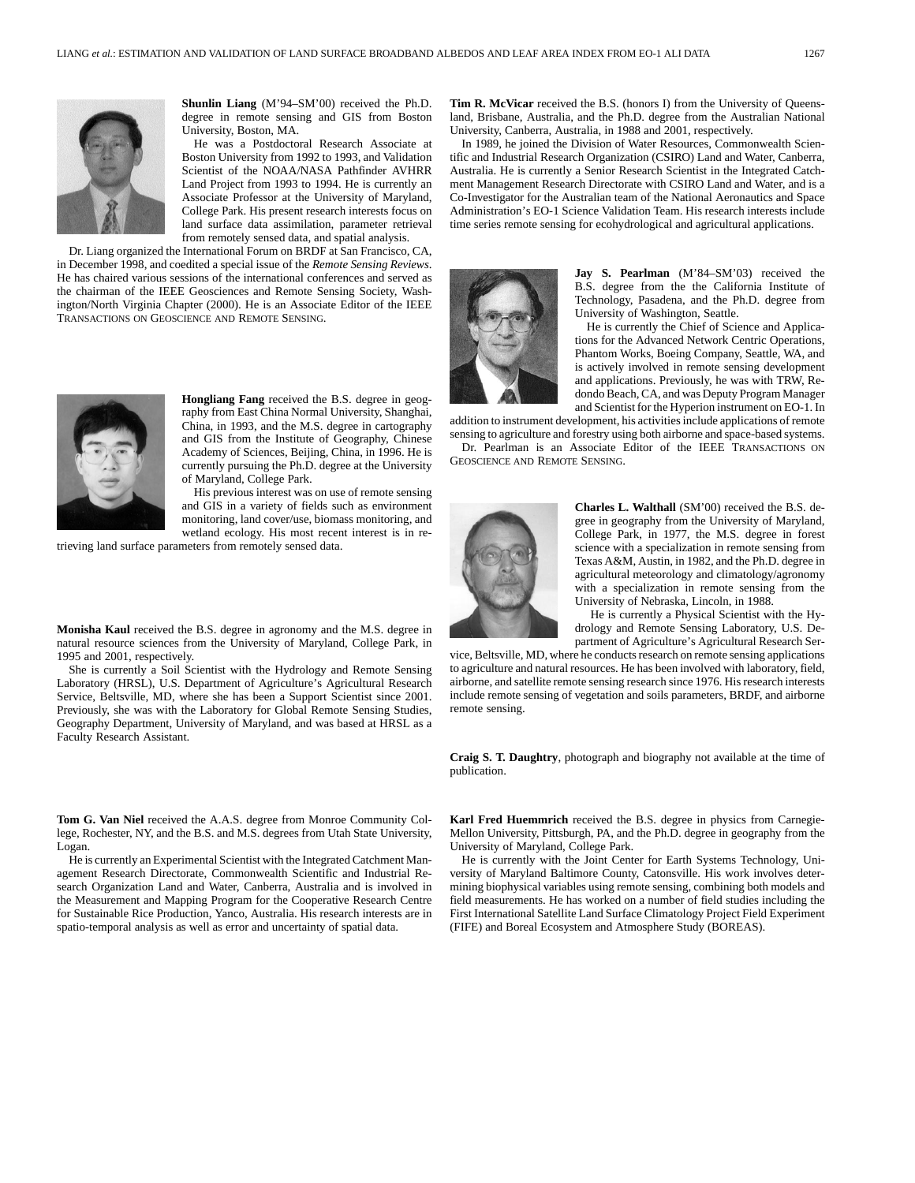**Shunlin Liang** (M'94–SM'00) received the Ph.D. degree in remote sensing and GIS from Boston University, Boston, MA.

He was a Postdoctoral Research Associate at Boston University from 1992 to 1993, and Validation Scientist of the NOAA/NASA Pathfinder AVHRR Land Project from 1993 to 1994. He is currently an Associate Professor at the University of Maryland, College Park. His present research interests focus on land surface data assimilation, parameter retrieval from remotely sensed data, and spatial analysis.

Dr. Liang organized the International Forum on BRDF at San Francisco, CA, in December 1998, and coedited a special issue of the *Remote Sensing Reviews*. He has chaired various sessions of the international conferences and served as the chairman of the IEEE Geosciences and Remote Sensing Society, Washington/North Virginia Chapter (2000). He is an Associate Editor of the IEEE TRANSACTIONS ON GEOSCIENCE AND REMOTE SENSING.

**Hongliang Fang** received the B.S. degree in geography from East China Normal University, Shanghai, China, in 1993, and the M.S. degree in cartography and GIS from the Institute of Geography, Chinese Academy of Sciences, Beijing, China, in 1996. He is currently pursuing the Ph.D. degree at the University of Maryland, College Park.

His previous interest was on use of remote sensing and GIS in a variety of fields such as environment monitoring, land cover/use, biomass monitoring, and wetland ecology. His most recent interest is in retrieving land surface parameters from remotely sensed data.

**Monisha Kaul** received the B.S. degree in agronomy and the M.S. degree in natural resource sciences from the University of Maryland, College Park, in 1995 and 2001, respectively.

She is currently a Soil Scientist with the Hydrology and Remote Sensing Laboratory (HRSL), U.S. Department of Agriculture's Agricultural Research Service, Beltsville, MD, where she has been a Support Scientist since 2001. Previously, she was with the Laboratory for Global Remote Sensing Studies, Geography Department, University of Maryland, and was based at HRSL as a Faculty Research Assistant.

**Tom G. Van Niel** received the A.A.S. degree from Monroe Community College, Rochester, NY, and the B.S. and M.S. degrees from Utah State University, Logan.

He is currently an Experimental Scientist with the Integrated Catchment Management Research Directorate, Commonwealth Scientific and Industrial Research Organization Land and Water, Canberra, Australia and is involved in the Measurement and Mapping Program for the Cooperative Research Centre for Sustainable Rice Production, Yanco, Australia. His research interests are in spatio-temporal analysis as well as error and uncertainty of spatial data.

**Tim R. McVicar** received the B.S. (honors I) from the University of Queensland, Brisbane, Australia, and the Ph.D. degree from the Australian National University, Canberra, Australia, in 1988 and 2001, respectively.

In 1989, he joined the Division of Water Resources, Commonwealth Scientific and Industrial Research Organization (CSIRO) Land and Water, Canberra, Australia. He is currently a Senior Research Scientist in the Integrated Catchment Management Research Directorate with CSIRO Land and Water, and is a Co-Investigator for the Australian team of the National Aeronautics and Space Administration's EO-1 Science Validation Team. His research interests include time series remote sensing for ecohydrological and agricultural applications.

**Jay S. Pearlman** (M'84–SM'03) received the B.S. degree from the the California Institute of Technology, Pasadena, and the Ph.D. degree from University of Washington, Seattle.

He is currently the Chief of Science and Applications for the Advanced Network Centric Operations, Phantom Works, Boeing Company, Seattle, WA, and is actively involved in remote sensing development and applications. Previously, he was with TRW, Redondo Beach, CA, and was Deputy Program Manager and Scientist for the Hyperion instrument on EO-1. In addition to instrument development, his activities include applications of remote sensing to agriculture and forestry using both airborne and space-based systems.

Dr. Pearlman is an Associate Editor of the IEEE TRANSACTIONS ON GEOSCIENCE AND REMOTE SENSING.

**Charles L. Walthall** (SM'00) received the B.S. degree in geography from the University of Maryland, College Park, in 1977, the M.S. degree in forest science with a specialization in remote sensing from Texas A&M, Austin, in 1982, and the Ph.D. degree in agricultural meteorology and climatology/agronomy with a specialization in remote sensing from the University of Nebraska, Lincoln, in 1988.

He is currently a Physical Scientist with the Hydrology and Remote Sensing Laboratory, U.S. Department of Agriculture's Agricultural Research Service, Beltsville, MD, where he conducts research on remote sensing applications to agriculture and natural resources. He has been involved with laboratory, field, airborne, and satellite remote sensing research since 1976. His research interests include remote sensing of vegetation and soils parameters, BRDF, and airborne remote sensing.

**Craig S. T. Daughtry**, photograph and biography not available at the time of publication.

**Karl Fred Huemmrich** received the B.S. degree in physics from Carnegie-Mellon University, Pittsburgh, PA, and the Ph.D. degree in geography from the University of Maryland, College Park.

He is currently with the Joint Center for Earth Systems Technology, University of Maryland Baltimore County, Catonsville. His work involves determining biophysical variables using remote sensing, combining both models and field measurements. He has worked on a number of field studies including the First International Satellite Land Surface Climatology Project Field Experiment (FIFE) and Boreal Ecosystem and Atmosphere Study (BOREAS).